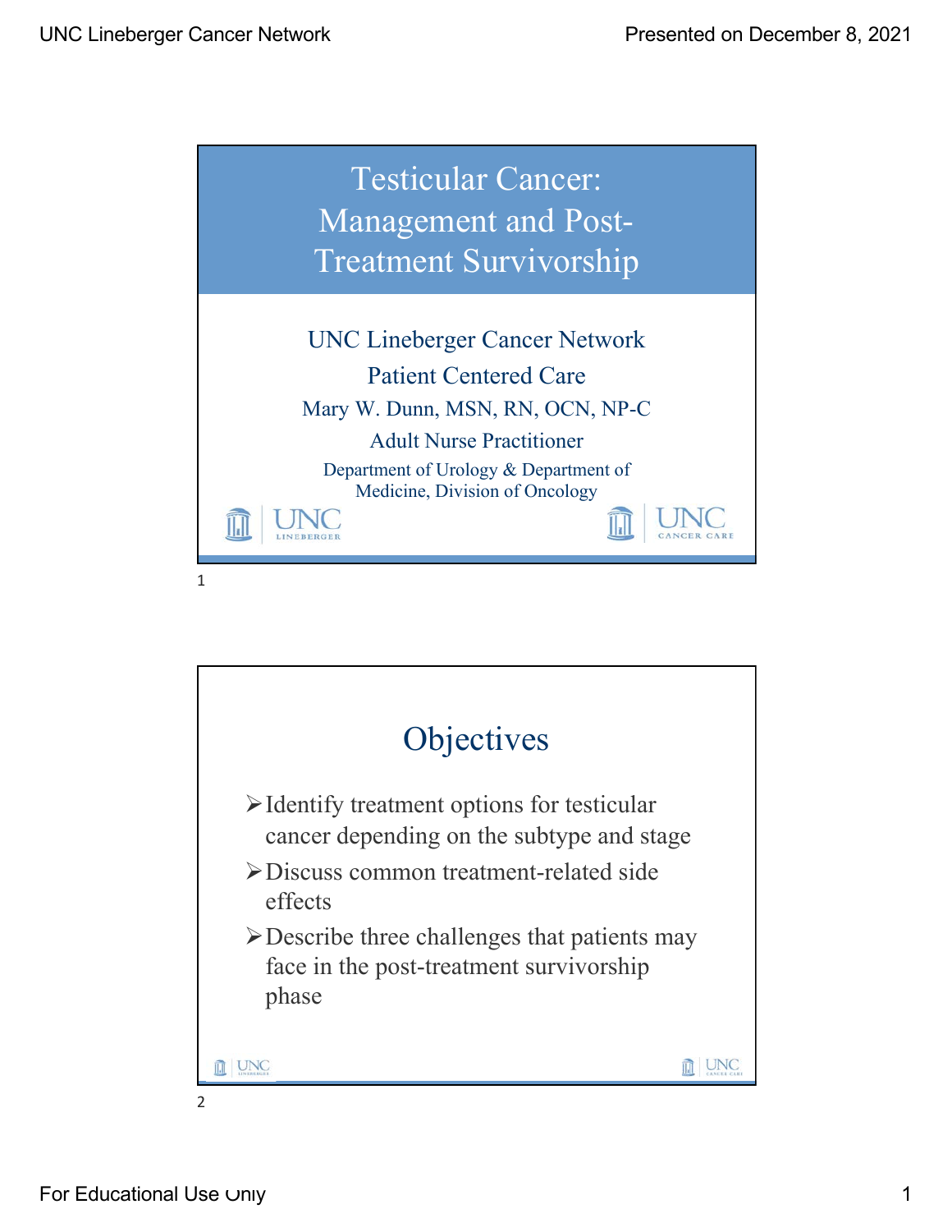# Testicular Cancer: Management and Post-Treatment Survivorship

UNC Lineberger Cancer Network

Patient Centered Care

Mary W. Dunn, MSN, RN, OCN, NP-C

Adult Nurse Practitioner

Department of Urology & Department of Medicine, Division of Oncology

## Objectives

- Identify treatment options for testicular cancer depending on the subtype and stage
- Discuss common treatment-related side effects
- Describe three challenges that patients may face in the post-treatment survivorship phase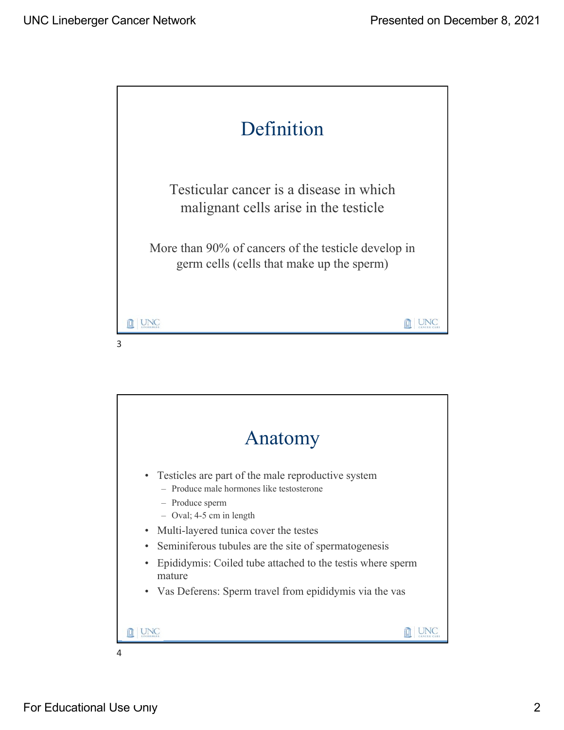## Definition

Testicular cancer is a disease in which malignant cells arise in the testicle

More than 90% of cancers of the testicle develop in germ cells (cells that make up the sperm)

## Anatomy

- Testicles are part of the male reproductive system
  - Produce male hormones like testosterone
  - Produce sperm
  - Oval; 4-5 cm in length
- Multi-layered tunica cover the testes
- Seminiferous tubules are the site of spermatogenesis
- Epididymis: Coiled tube attached to the testis where sperm mature
- Vas Deferens: Sperm travel from epididymis via the vas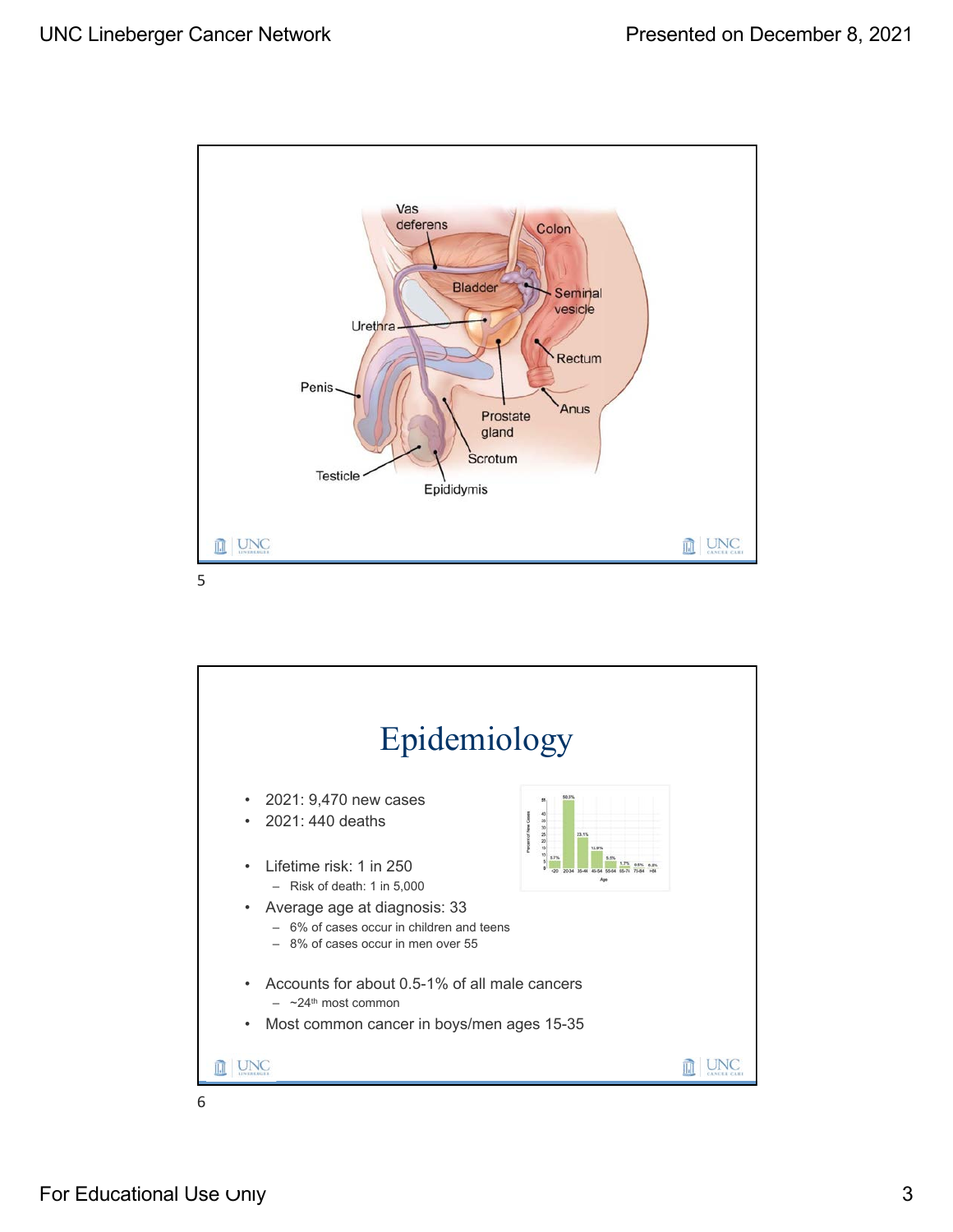Vas deferens

Colon

Bladder

Seminal vesicle

Urethra

Rectum

Penis

Anus

Prostate gland

Scrotum

Testicle

Epididymis

# Epidemiology

- 2021: 9,470 new cases
- 2021: 440 deaths
- Lifetime risk: 1 in 250
  - Risk of death: 1 in 5,000
- Average age at diagnosis: 33
  - 6% of cases occur in children and teens
  - 8% of cases occur in men over 55
- Accounts for about 0.5-1% of all male cancers
  - ~24th most common
- Most common cancer in boys/men ages 15-35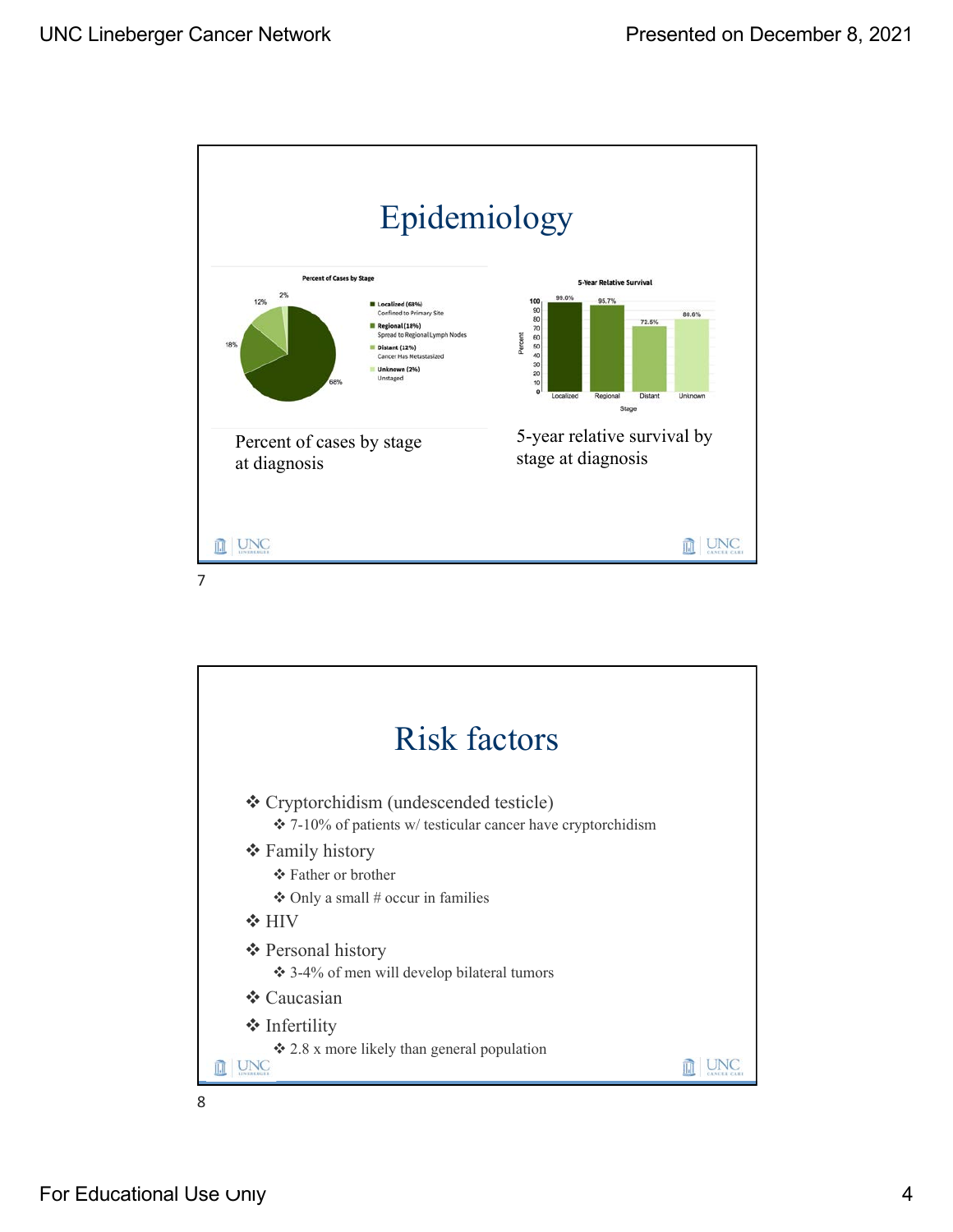# Epidemiology

**Percent of Cases by Stage**

- Localized (68%) Confined to Primary Site
- Regional (18%) Spread to Regional Lymph Nodes
- Distant (12%) Cancer Has Metastasized
- Unknown (2%) Unstaged

Percent of cases by stage at diagnosis

**5-Year Relative Survival**

| Stage | Percent |
|---|---|
| Localized | 99.0% |
| Regional | 95.7% |
| Distant | 72.5% |
| Unknown | 80.6% |

5-year relative survival by stage at diagnosis

# Risk factors

- Cryptorchidism (undescended testicle)
  - 7-10% of patients w/ testicular cancer have cryptorchidism
- Family history
  - Father or brother
  - Only a small # occur in families
- HIV
- Personal history
  - 3-4% of men will develop bilateral tumors
- Caucasian
- Infertility
  - 2.8 x more likely than general population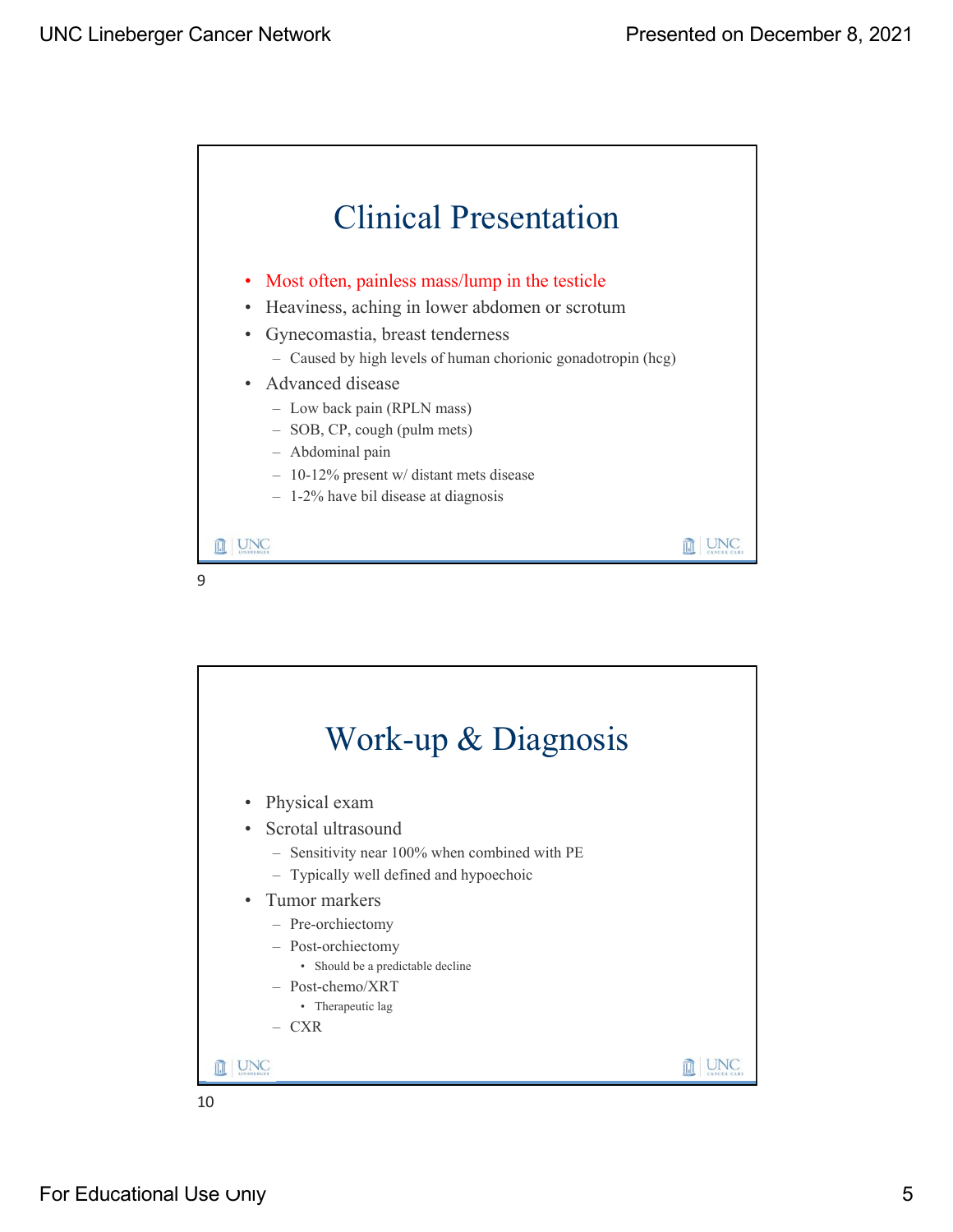# Clinical Presentation

- Most often, painless mass/lump in the testicle
- Heaviness, aching in lower abdomen or scrotum
- Gynecomastia, breast tenderness
  - Caused by high levels of human chorionic gonadotropin (hcg)
- Advanced disease
  - Low back pain (RPLN mass)
  - SOB, CP, cough (pulm mets)
  - Abdominal pain
  - 10-12% present w/ distant mets disease
  - 1-2% have bil disease at diagnosis

# Work-up & Diagnosis

- Physical exam
- Scrotal ultrasound
  - Sensitivity near 100% when combined with PE
  - Typically well defined and hypoechoic
- Tumor markers
  - Pre-orchiectomy
  - Post-orchiectomy
    - Should be a predictable decline
  - Post-chemo/XRT
    - Therapeutic lag
  - CXR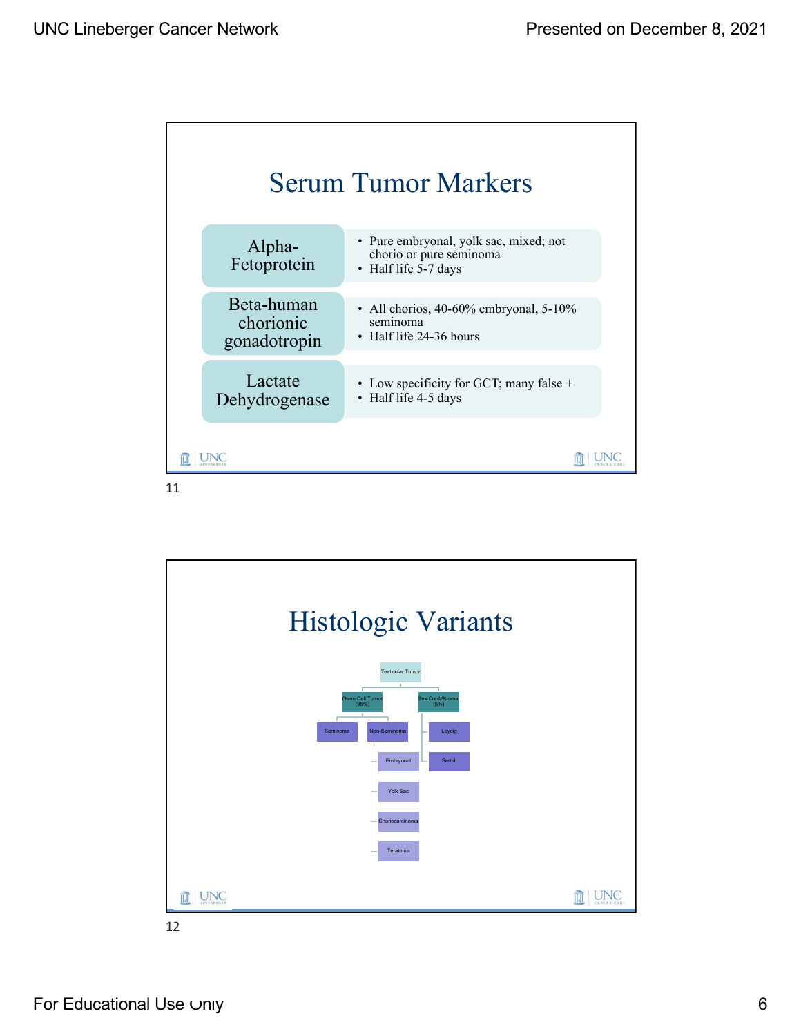# Serum Tumor Markers

| Marker | Details |
|---|---|
| Alpha-Fetoprotein | • Pure embryonal, yolk sac, mixed; not chorio or pure seminoma<br>• Half life 5-7 days |
| Beta-human chorionic gonadotropin | • All chorios, 40-60% embryonal, 5-10% seminoma<br>• Half life 24-36 hours |
| Lactate Dehydrogenase | • Low specificity for GCT; many false +<br>• Half life 4-5 days |

# Histologic Variants

- Testicular Tumor
  - Germ Cell Tumor (95%)
    - Seminoma
    - Non-Seminoma
      - Embryonal
      - Yolk Sac
      - Choriocarcinoma
      - Teratoma
  - Sex Cord/Stromal (5%)
    - Leydig
    - Sertoli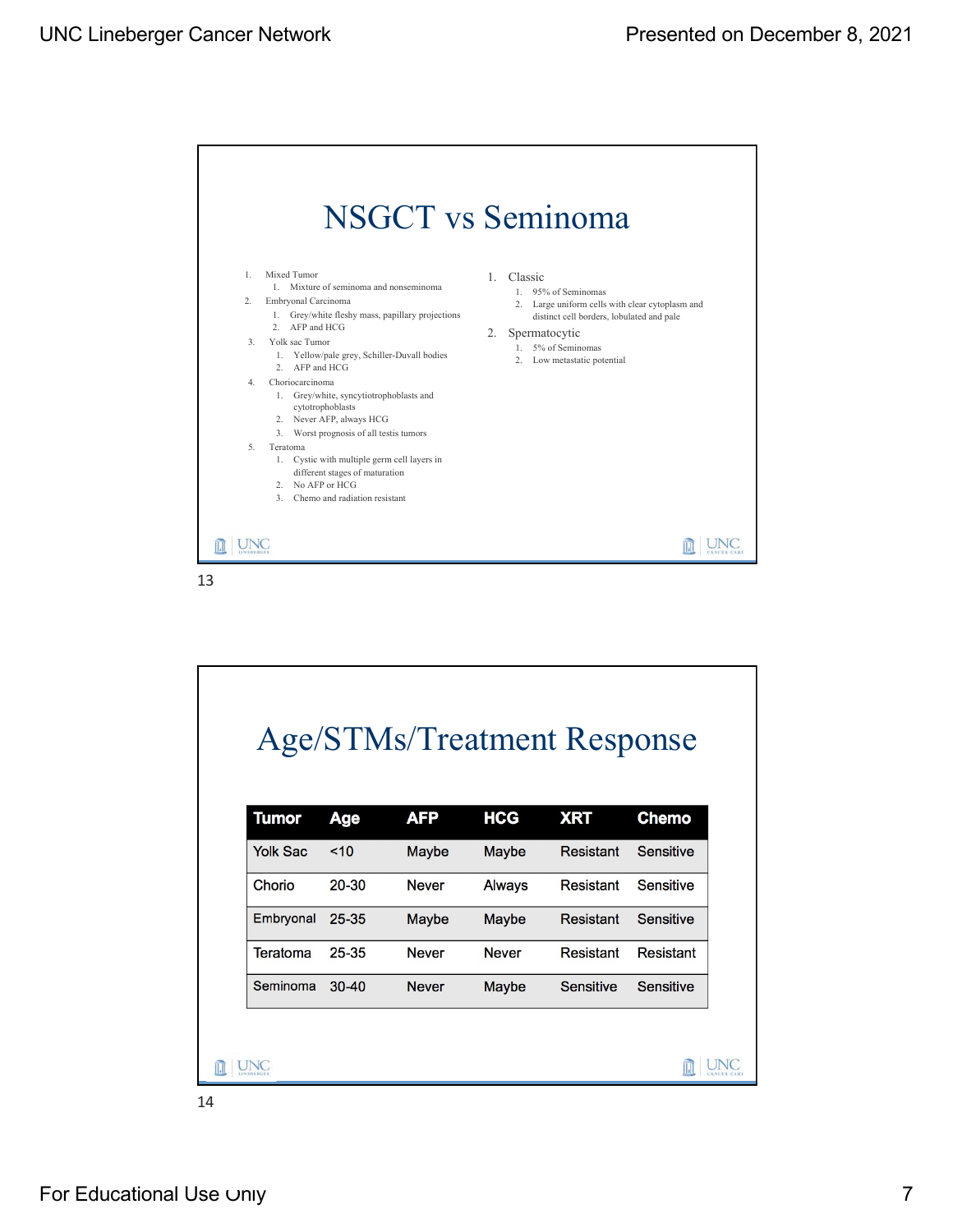## NSGCT vs Seminoma

1. Mixed Tumor
   1. Mixture of seminoma and nonseminoma
2. Embryonal Carcinoma
   1. Grey/white fleshy mass, papillary projections
   2. AFP and HCG
3. Yolk sac Tumor
   1. Yellow/pale grey, Schiller-Duvall bodies
   2. AFP and HCG
4. Choriocarcinoma
   1. Grey/white, syncytiotrophoblasts and cytotrophoblasts
   2. Never AFP, always HCG
   3. Worst prognosis of all testis tumors
5. Teratoma
   1. Cystic with multiple germ cell layers in different stages of maturation
   2. No AFP or HCG
   3. Chemo and radiation resistant

1. Classic
   1. 95% of Seminomas
   2. Large uniform cells with clear cytoplasm and distinct cell borders, lobulated and pale
2. Spermatocytic
   1. 5% of Seminomas
   2. Low metastatic potential

## Age/STMs/Treatment Response

| Tumor | Age | AFP | HCG | XRT | Chemo |
|---|---|---|---|---|---|
| Yolk Sac | <10 | Maybe | Maybe | Resistant | Sensitive |
| Chorio | 20-30 | Never | Always | Resistant | Sensitive |
| Embryonal | 25-35 | Maybe | Maybe | Resistant | Sensitive |
| Teratoma | 25-35 | Never | Never | Resistant | Resistant |
| Seminoma | 30-40 | Never | Maybe | Sensitive | Sensitive |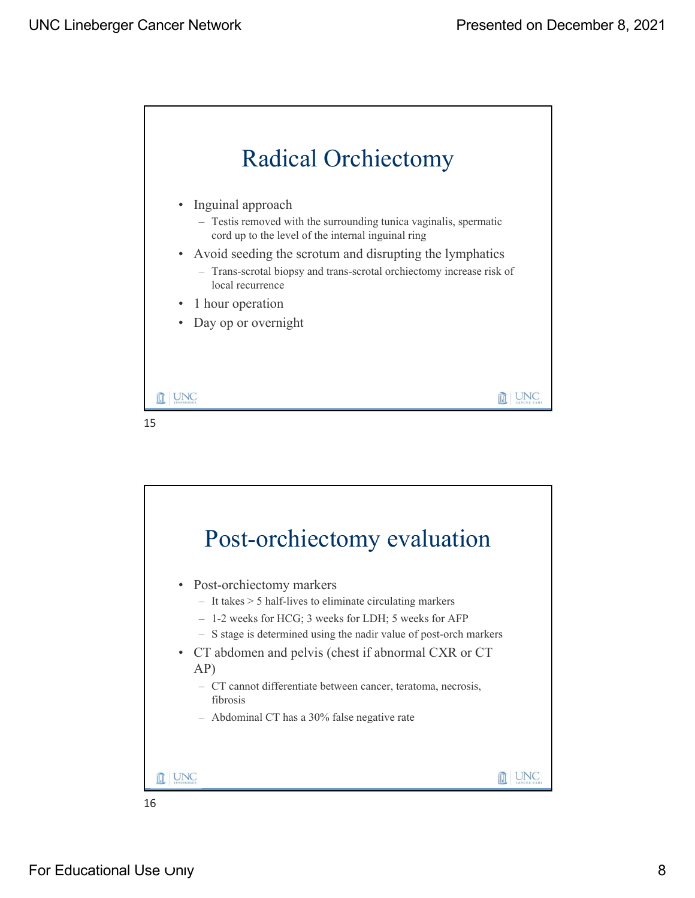## Radical Orchiectomy

- Inguinal approach
  - Testis removed with the surrounding tunica vaginalis, spermatic cord up to the level of the internal inguinal ring
- Avoid seeding the scrotum and disrupting the lymphatics
  - Trans-scrotal biopsy and trans-scrotal orchiectomy increase risk of local recurrence
- 1 hour operation
- Day op or overnight

## Post-orchiectomy evaluation

- Post-orchiectomy markers
  - It takes > 5 half-lives to eliminate circulating markers
  - 1-2 weeks for HCG; 3 weeks for LDH; 5 weeks for AFP
  - S stage is determined using the nadir value of post-orch markers
- CT abdomen and pelvis (chest if abnormal CXR or CT AP)
  - CT cannot differentiate between cancer, teratoma, necrosis, fibrosis
  - Abdominal CT has a 30% false negative rate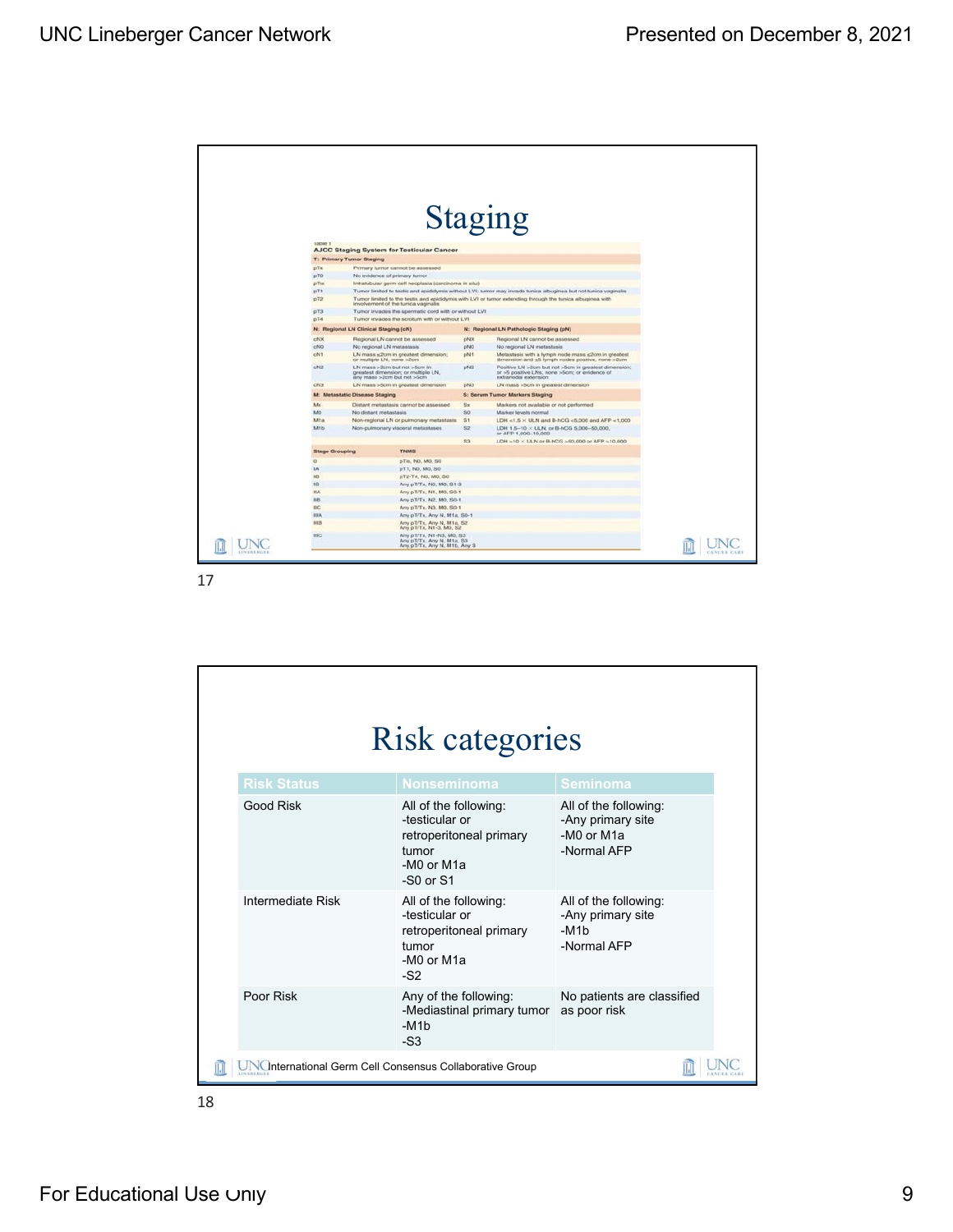## Staging

**Table 1**
**AJCC Staging System for Testicular Cancer**

| T: Primary Tumor Staging | |
|---|---|
| pTx | Primary tumor cannot be assessed |
| pT0 | No evidence of primary tumor |
| pTis | Intratubular germ cell neoplasia (carcinoma in situ) |
| pT1 | Tumor limited to testis and epididymis without LVI; tumor may invade tunica albuginea but not tunica vaginalis |
| pT2 | Tumor limited to the testis and epididymis with LVI or tumor extending through the tunica albuginea with involvement of the tunica vaginalis |
| pT3 | Tumor invades the spermatic cord with or without LVI |
| pT4 | Tumor invades the scrotum with or without LVI |

| N: Regional LN Clinical Staging (cN) | | N: Regional LN Pathologic Staging (pN) | |
|---|---|---|---|
| cNX | Regional LN cannot be assessed | pNX | Regional LN cannot be assessed |
| cN0 | No regional LN metastasis | pN0 | No regional LN metastasis |
| cN1 | LN mass ≤2cm in greatest dimension; or multiple LN, none >2cm | pN1 | Metastasis with a lymph node mass ≤2cm in greatest dimension and ≤5 lymph nodes positive, none >2cm |
| cN2 | LN mass >2cm but not >5cm in greatest dimension; or multiple LN, any mass >2cm but not >5cm | pN2 | Positive LN >2cm but not >5cm in greatest dimension; or >5 positive LNs, none >5cm; or evidence of extranodal extension |
| cN3 | LN mass >5cm in greatest dimension | pN3 | LN mass >5cm in greatest dimension |

| M: Metastatic Disease Staging | | S: Serum Tumor Markers Staging | |
|---|---|---|---|
| Mx | Distant metastasis cannot be assessed | Sx | Markers not available or not performed |
| M0 | No distant metastasis | S0 | Marker levels normal |
| M1a | Non-regional LN or pulmonary metastasis | S1 | LDH <1.5 × ULN and B-hCG <5,000 and AFP <1,000 |
| M1b | Non-pulmonary visceral metastases | S2 | LDH 1.5–10 × ULN, or B-hCG 5,000–50,000, or AFP 1,000–10,000 |
| | | S3 | LDH >10 × ULN or B-hCG >50,000 or AFP >10,000 |

| Stage Grouping | TNMS |
|---|---|
| 0 | pTis, N0, M0, S0 |
| IA | pT1, N0, M0, S0 |
| IB | pT2-T4, N0, M0, S0 |
| IS | Any pT/Tx, N0, M0, S1-3 |
| IIA | Any pT/Tx, N1, M0, S0-1 |
| IIB | Any pT/Tx, N2, M0, S0-1 |
| IIC | Any pT/Tx, N3, M0, S0-1 |
| IIIA | Any pT/Tx, Any N, M1a, S0-1 |
| IIIB | Any pT/Tx, Any N, M1a, S2<br>Any pT/Tx, N1-3, M0, S2 |
| IIIC | Any pT/Tx, N1-N3, M0, S3<br>Any pT/Tx, Any N, M1a, S3<br>Any pT/Tx, Any N, M1b, Any S |

## Risk categories

| Risk Status | Nonseminoma | Seminoma |
|---|---|---|
| Good Risk | All of the following:<br>-testicular or retroperitoneal primary tumor<br>-M0 or M1a<br>-S0 or S1 | All of the following:<br>-Any primary site<br>-M0 or M1a<br>-Normal AFP |
| Intermediate Risk | All of the following:<br>-testicular or retroperitoneal primary tumor<br>-M0 or M1a<br>-S2 | All of the following:<br>-Any primary site<br>-M1b<br>-Normal AFP |
| Poor Risk | Any of the following:<br>-Mediastinal primary tumor<br>-M1b<br>-S3 | No patients are classified as poor risk |

International Germ Cell Consensus Collaborative Group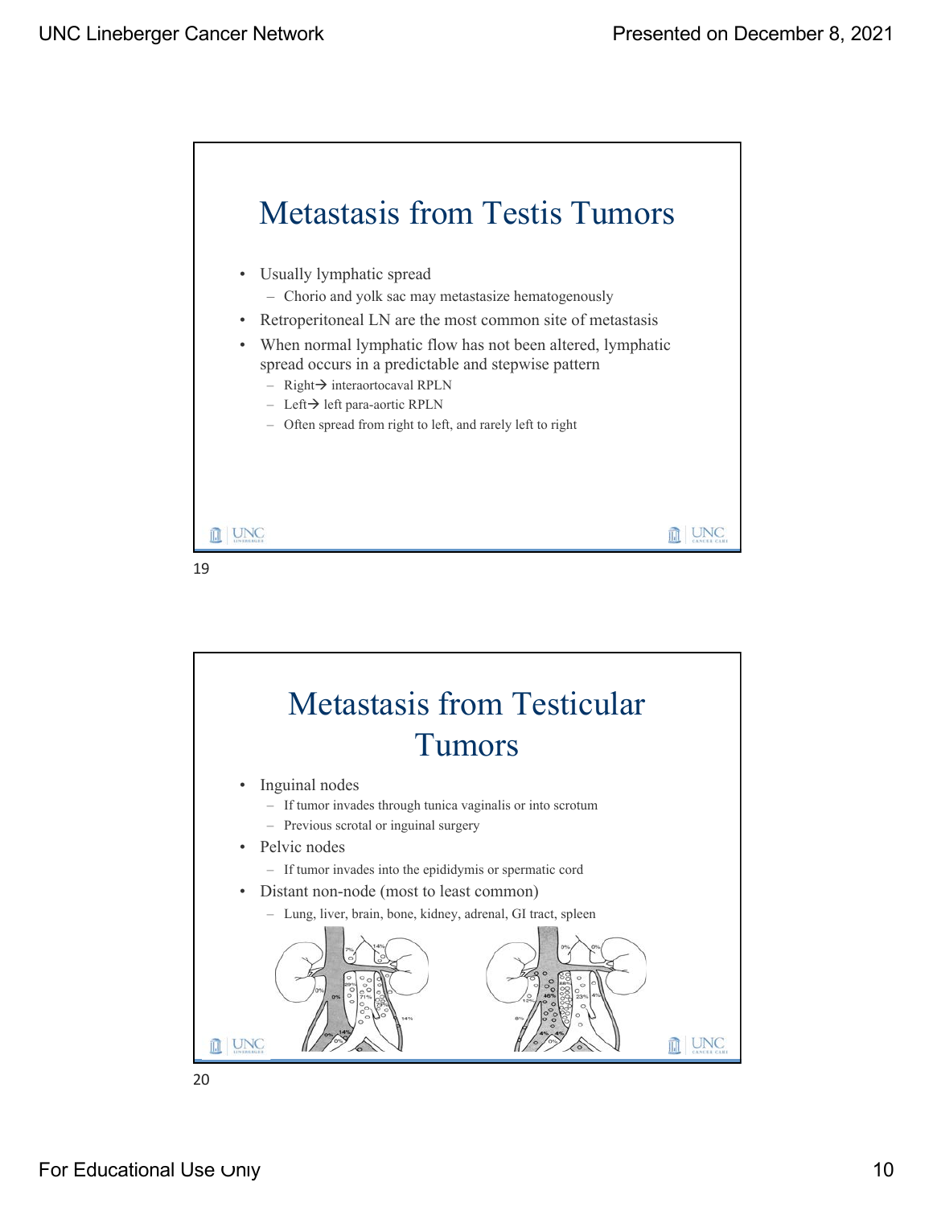## Metastasis from Testis Tumors

- Usually lymphatic spread
  - Chorio and yolk sac may metastasize hematogenously
- Retroperitoneal LN are the most common site of metastasis
- When normal lymphatic flow has not been altered, lymphatic spread occurs in a predictable and stepwise pattern
  - Right→ interaortocaval RPLN
  - Left→ left para-aortic RPLN
  - Often spread from right to left, and rarely left to right

## Metastasis from Testicular Tumors

- Inguinal nodes
  - If tumor invades through tunica vaginalis or into scrotum
  - Previous scrotal or inguinal surgery
- Pelvic nodes
  - If tumor invades into the epididymis or spermatic cord
- Distant non-node (most to least common)
  - Lung, liver, brain, bone, kidney, adrenal, GI tract, spleen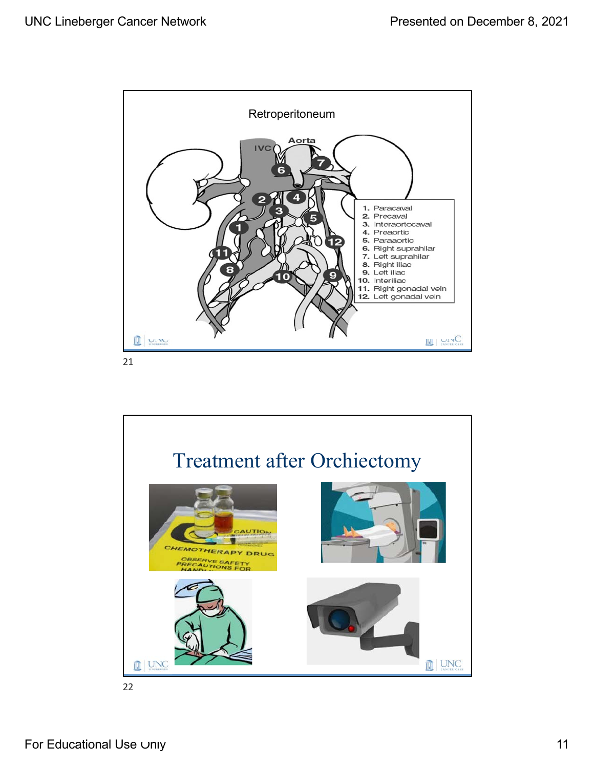## Retroperitoneum

1. Paracaval
2. Precaval
3. Interaortocaval
4. Preaortic
5. Paraaortic
6. Right suprahilar
7. Left suprahilar
8. Right iliac
9. Left iliac
10. Interiliac
11. Right gonadal vein
12. Left gonadal vein

21

## Treatment after Orchiectomy

22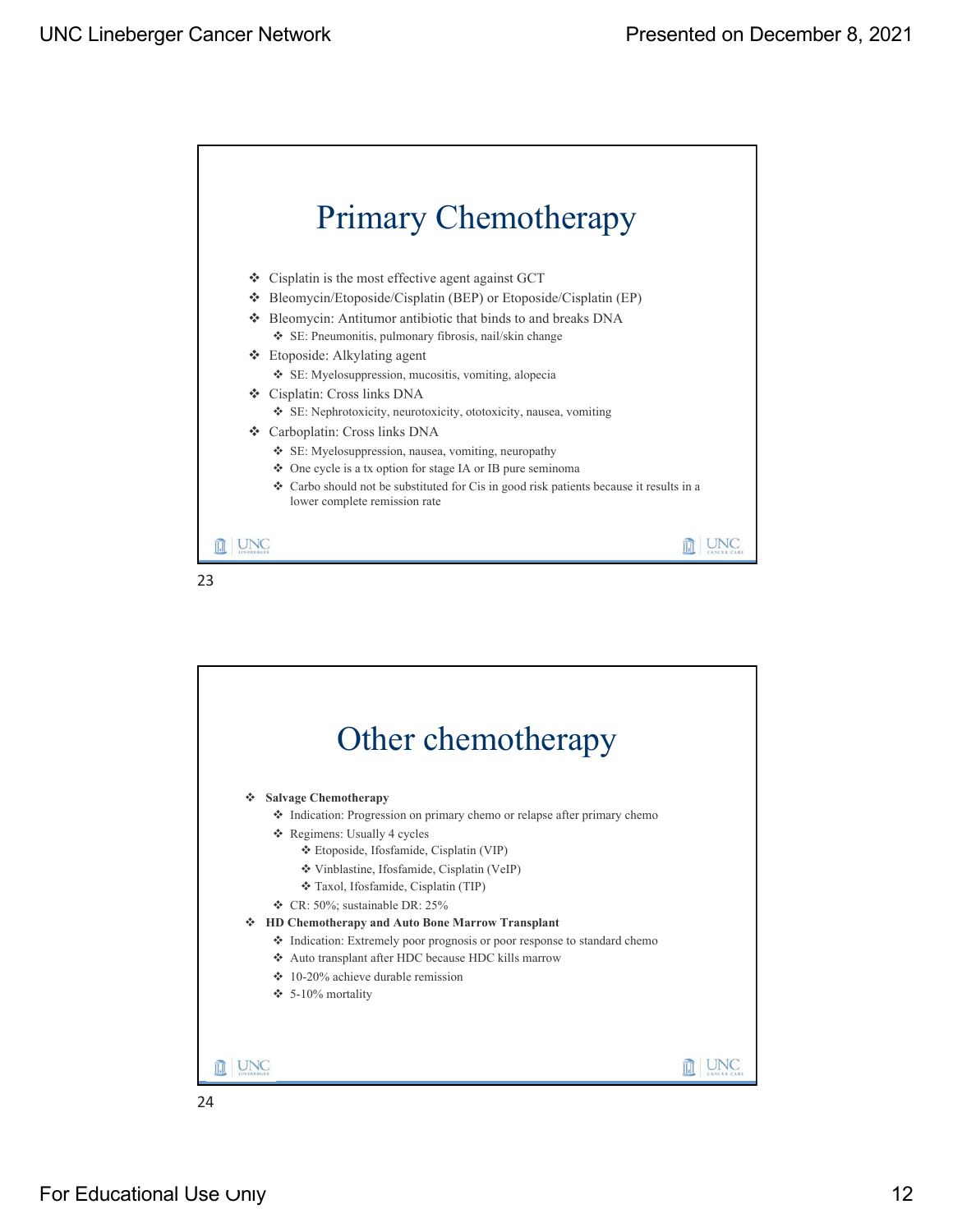## Primary Chemotherapy

- Cisplatin is the most effective agent against GCT
- Bleomycin/Etoposide/Cisplatin (BEP) or Etoposide/Cisplatin (EP)
- Bleomycin: Antitumor antibiotic that binds to and breaks DNA
  - SE: Pneumonitis, pulmonary fibrosis, nail/skin change
- Etoposide: Alkylating agent
  - SE: Myelosuppression, mucositis, vomiting, alopecia
- Cisplatin: Cross links DNA
  - SE: Nephrotoxicity, neurotoxicity, ototoxicity, nausea, vomiting
- Carboplatin: Cross links DNA
  - SE: Myelosuppression, nausea, vomiting, neuropathy
  - One cycle is a tx option for stage IA or IB pure seminoma
  - Carbo should not be substituted for Cis in good risk patients because it results in a lower complete remission rate

## Other chemotherapy

- **Salvage Chemotherapy**
  - Indication: Progression on primary chemo or relapse after primary chemo
  - Regimens: Usually 4 cycles
    - Etoposide, Ifosfamide, Cisplatin (VIP)
    - Vinblastine, Ifosfamide, Cisplatin (VeIP)
    - Taxol, Ifosfamide, Cisplatin (TIP)
  - CR: 50%; sustainable DR: 25%
- **HD Chemotherapy and Auto Bone Marrow Transplant**
  - Indication: Extremely poor prognosis or poor response to standard chemo
  - Auto transplant after HDC because HDC kills marrow
  - 10-20% achieve durable remission
  - 5-10% mortality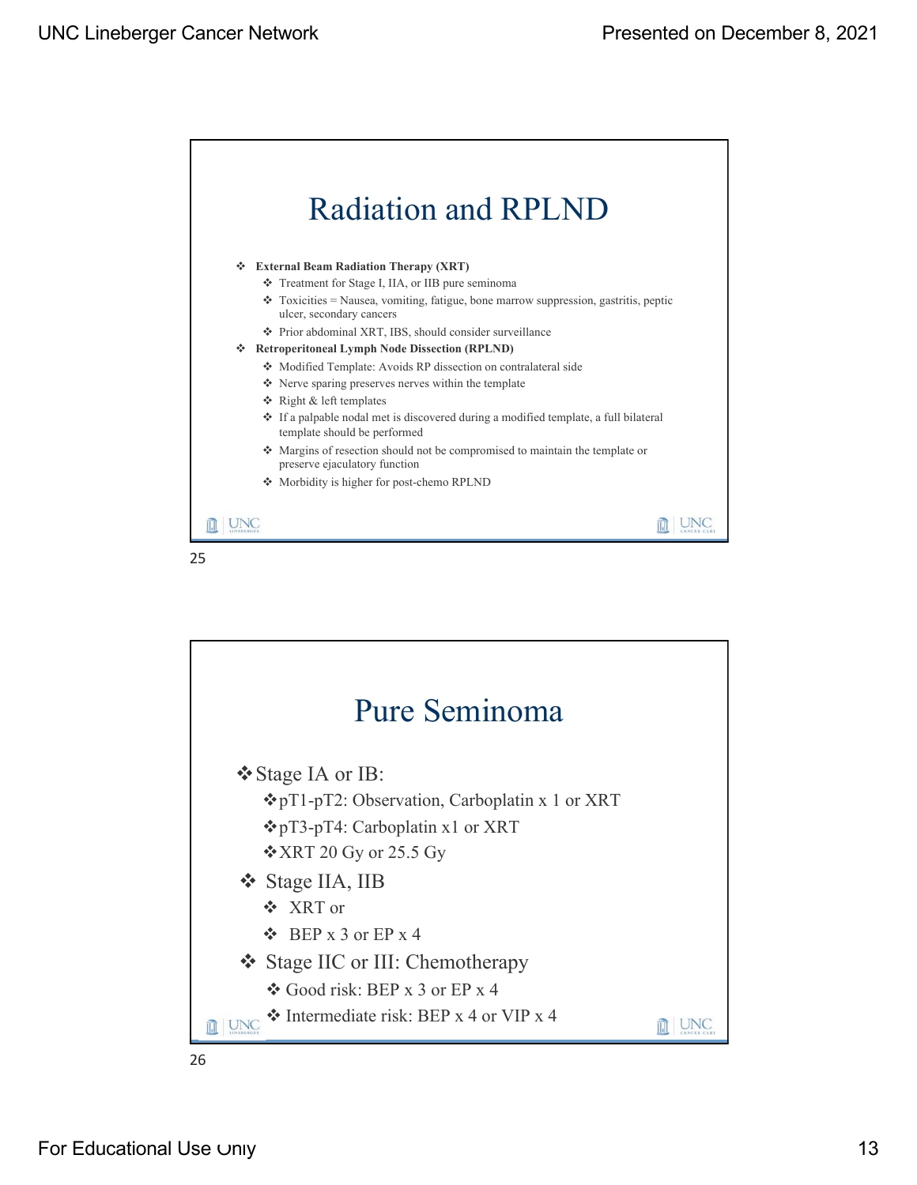# Radiation and RPLND

- **External Beam Radiation Therapy (XRT)**
  - Treatment for Stage I, IIA, or IIB pure seminoma
  - Toxicities = Nausea, vomiting, fatigue, bone marrow suppression, gastritis, peptic ulcer, secondary cancers
  - Prior abdominal XRT, IBS, should consider surveillance
- **Retroperitoneal Lymph Node Dissection (RPLND)**
  - Modified Template: Avoids RP dissection on contralateral side
  - Nerve sparing preserves nerves within the template
  - Right & left templates
  - If a palpable nodal met is discovered during a modified template, a full bilateral template should be performed
  - Margins of resection should not be compromised to maintain the template or preserve ejaculatory function
  - Morbidity is higher for post-chemo RPLND

# Pure Seminoma

- Stage IA or IB:
  - pT1-pT2: Observation, Carboplatin x 1 or XRT
  - pT3-pT4: Carboplatin x1 or XRT
  - XRT 20 Gy or 25.5 Gy
- Stage IIA, IIB
  - XRT or
  - BEP x 3 or EP x 4
- Stage IIC or III: Chemotherapy
  - Good risk: BEP x 3 or EP x 4
  - Intermediate risk: BEP x 4 or VIP x 4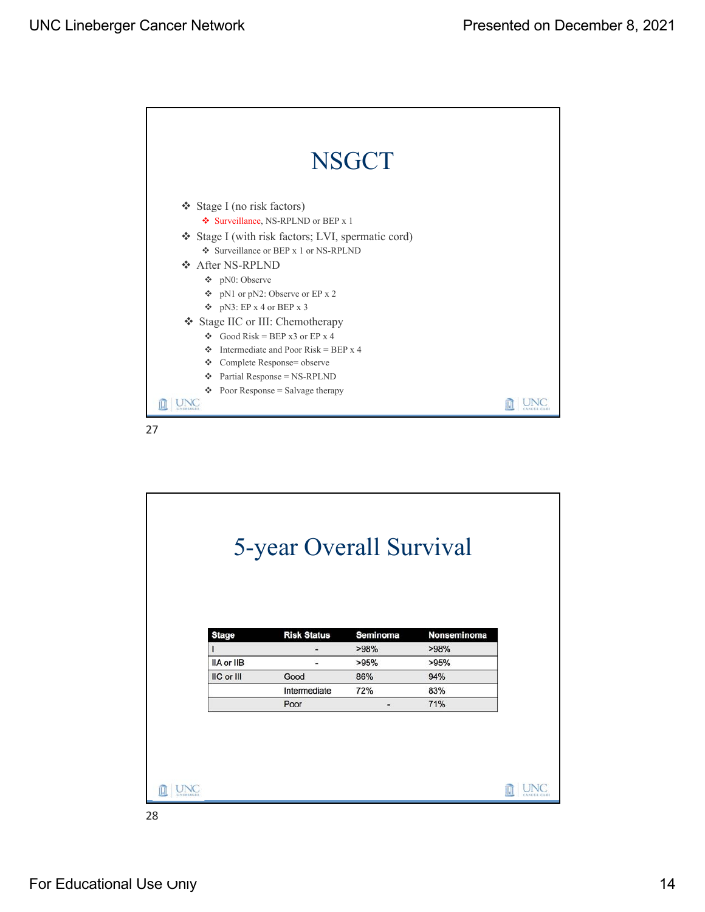# NSGCT

- Stage I (no risk factors)
  - Surveillance, NS-RPLND or BEP x 1
- Stage I (with risk factors; LVI, spermatic cord)
  - Surveillance or BEP x 1 or NS-RPLND
- After NS-RPLND
  - pN0: Observe
  - pN1 or pN2: Observe or EP x 2
  - pN3: EP x 4 or BEP x 3
- Stage IIC or III: Chemotherapy
  - Good Risk = BEP x3 or EP x 4
  - Intermediate and Poor Risk = BEP x 4
  - Complete Response= observe
  - Partial Response = NS-RPLND
  - Poor Response = Salvage therapy

27

# 5-year Overall Survival

| Stage | Risk Status | Seminoma | Nonseminoma |
|---|---|---|---|
| I | - | >98% | >98% |
| IIA or IIB | - | >95% | >95% |
| IIC or III | Good | 86% | 94% |
| | Intermediate | 72% | 83% |
| | Poor | - | 71% |

28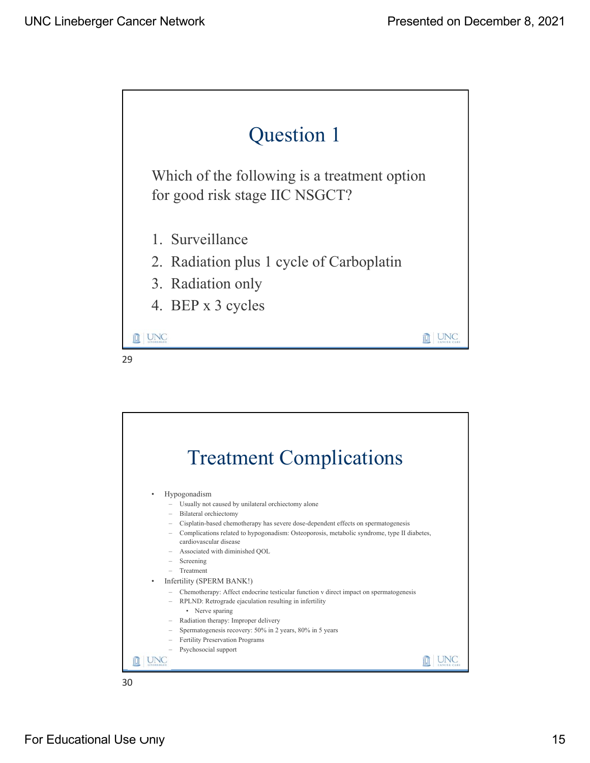# Question 1

Which of the following is a treatment option for good risk stage IIC NSGCT?

1. Surveillance
2. Radiation plus 1 cycle of Carboplatin
3. Radiation only
4. BEP x 3 cycles

# Treatment Complications

- Hypogonadism
  - Usually not caused by unilateral orchiectomy alone
  - Bilateral orchiectomy
  - Cisplatin-based chemotherapy has severe dose-dependent effects on spermatogenesis
  - Complications related to hypogonadism: Osteoporosis, metabolic syndrome, type II diabetes, cardiovascular disease
  - Associated with diminished QOL
  - Screening
  - Treatment
- Infertility (SPERM BANK!)
  - Chemotherapy: Affect endocrine testicular function v direct impact on spermatogenesis
  - RPLND: Retrograde ejaculation resulting in infertility
    - Nerve sparing
  - Radiation therapy: Improper delivery
  - Spermatogenesis recovery: 50% in 2 years, 80% in 5 years
  - Fertility Preservation Programs
  - Psychosocial support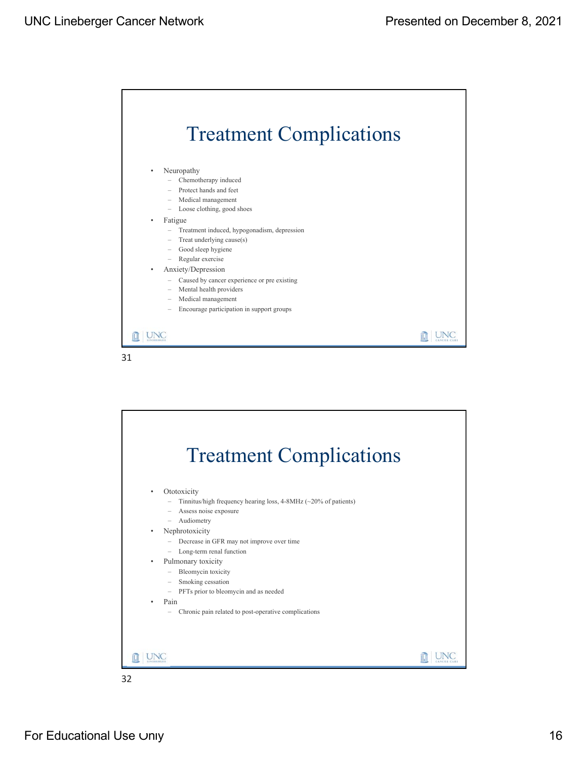# Treatment Complications

- Neuropathy
  - Chemotherapy induced
  - Protect hands and feet
  - Medical management
  - Loose clothing, good shoes
- Fatigue
  - Treatment induced, hypogonadism, depression
  - Treat underlying cause(s)
  - Good sleep hygiene
  - Regular exercise
- Anxiety/Depression
  - Caused by cancer experience or pre existing
  - Mental health providers
  - Medical management
  - Encourage participation in support groups

# Treatment Complications

- Ototoxicity
  - Tinnitus/high frequency hearing loss, 4-8MHz (~20% of patients)
  - Assess noise exposure
  - Audiometry
- Nephrotoxicity
  - Decrease in GFR may not improve over time
  - Long-term renal function
- Pulmonary toxicity
  - Bleomycin toxicity
  - Smoking cessation
  - PFTs prior to bleomycin and as needed
- Pain
  - Chronic pain related to post-operative complications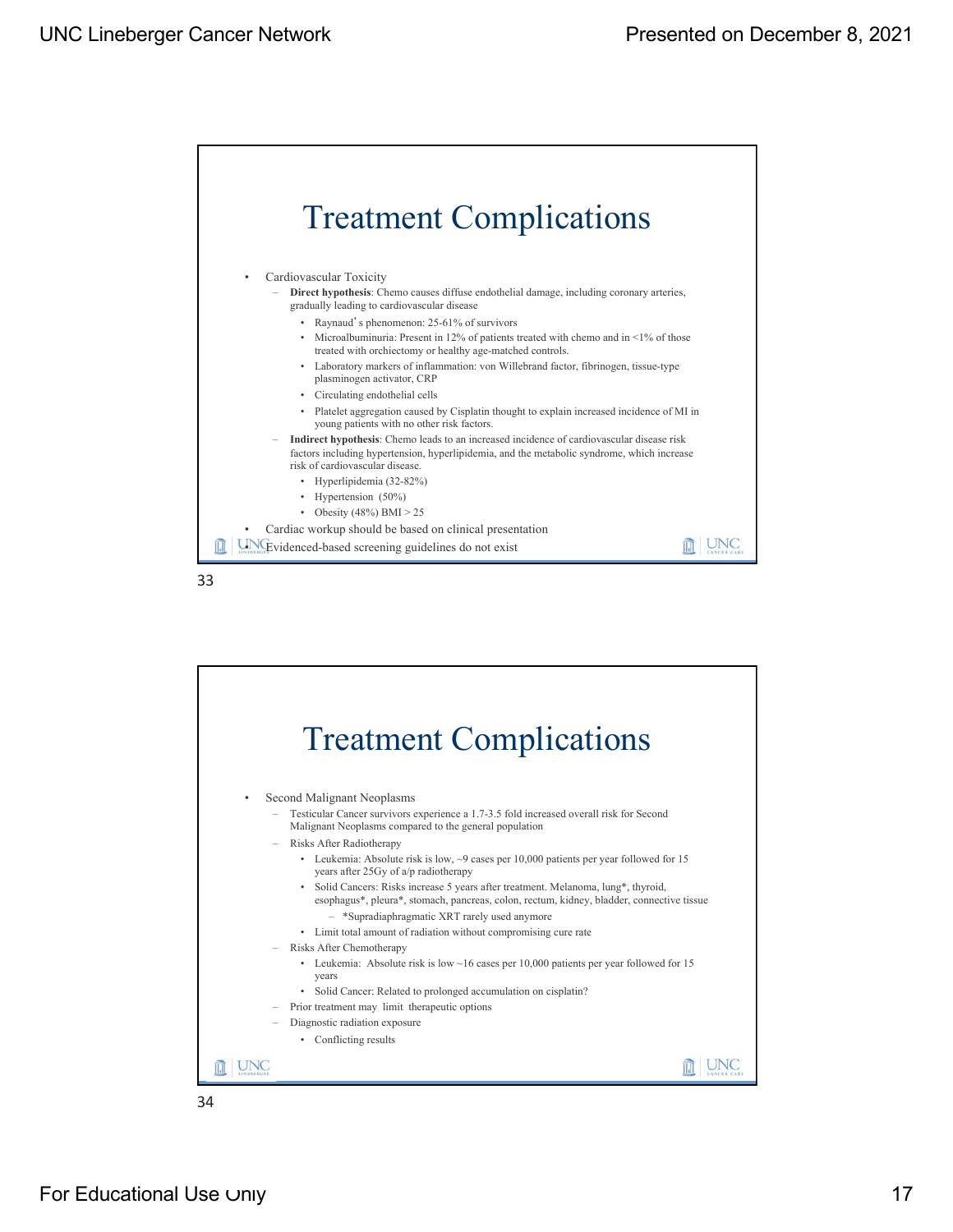# Treatment Complications

- Cardiovascular Toxicity
  - **Direct hypothesis**: Chemo causes diffuse endothelial damage, including coronary arteries, gradually leading to cardiovascular disease
    - Raynaud's phenomenon: 25-61% of survivors
    - Microalbuminuria: Present in 12% of patients treated with chemo and in <1% of those treated with orchiectomy or healthy age-matched controls.
    - Laboratory markers of inflammation: von Willebrand factor, fibrinogen, tissue-type plasminogen activator, CRP
    - Circulating endothelial cells
    - Platelet aggregation caused by Cisplatin thought to explain increased incidence of MI in young patients with no other risk factors.
  - **Indirect hypothesis**: Chemo leads to an increased incidence of cardiovascular disease risk factors including hypertension, hyperlipidemia, and the metabolic syndrome, which increase risk of cardiovascular disease.
    - Hyperlipidemia (32-82%)
    - Hypertension (50%)
    - Obesity (48%) BMI > 25
- Cardiac workup should be based on clinical presentation
- Evidenced-based screening guidelines do not exist

# Treatment Complications

- Second Malignant Neoplasms
  - Testicular Cancer survivors experience a 1.7-3.5 fold increased overall risk for Second Malignant Neoplasms compared to the general population
  - Risks After Radiotherapy
    - Leukemia: Absolute risk is low, ~9 cases per 10,000 patients per year followed for 15 years after 25Gy of a/p radiotherapy
    - Solid Cancers: Risks increase 5 years after treatment. Melanoma, lung*, thyroid, esophagus*, pleura*, stomach, pancreas, colon, rectum, kidney, bladder, connective tissue
      - *Supradiaphragmatic XRT rarely used anymore
    - Limit total amount of radiation without compromising cure rate
  - Risks After Chemotherapy
    - Leukemia: Absolute risk is low ~16 cases per 10,000 patients per year followed for 15 years
    - Solid Cancer: Related to prolonged accumulation on cisplatin?
  - Prior treatment may limit therapeutic options
  - Diagnostic radiation exposure
    - Conflicting results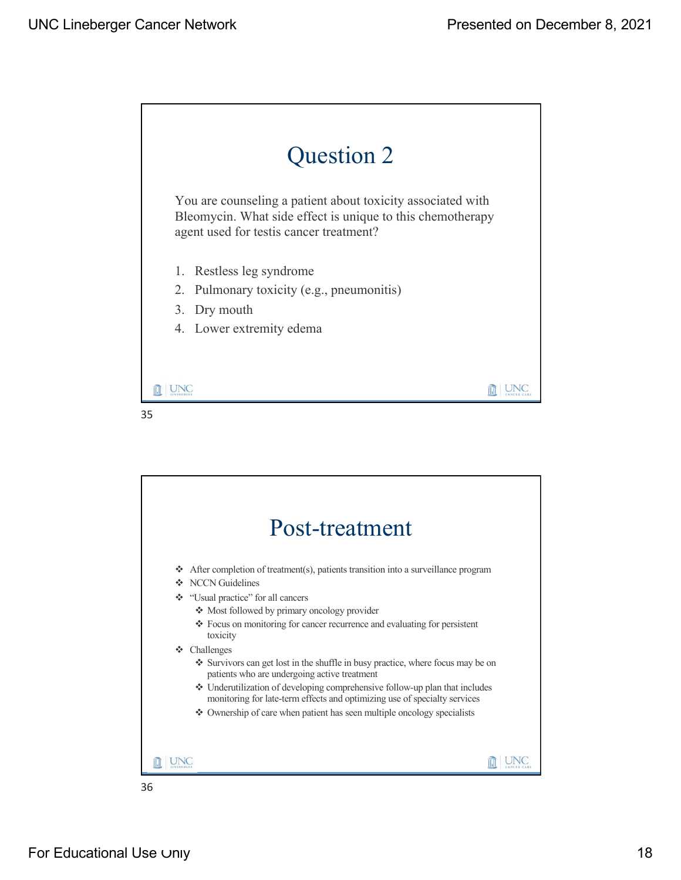## Question 2

You are counseling a patient about toxicity associated with Bleomycin. What side effect is unique to this chemotherapy agent used for testis cancer treatment?

1. Restless leg syndrome
2. Pulmonary toxicity (e.g., pneumonitis)
3. Dry mouth
4. Lower extremity edema

## Post-treatment

- After completion of treatment(s), patients transition into a surveillance program
- NCCN Guidelines
- "Usual practice" for all cancers
  - Most followed by primary oncology provider
  - Focus on monitoring for cancer recurrence and evaluating for persistent toxicity
- Challenges
  - Survivors can get lost in the shuffle in busy practice, where focus may be on patients who are undergoing active treatment
  - Underutilization of developing comprehensive follow-up plan that includes monitoring for late-term effects and optimizing use of specialty services
  - Ownership of care when patient has seen multiple oncology specialists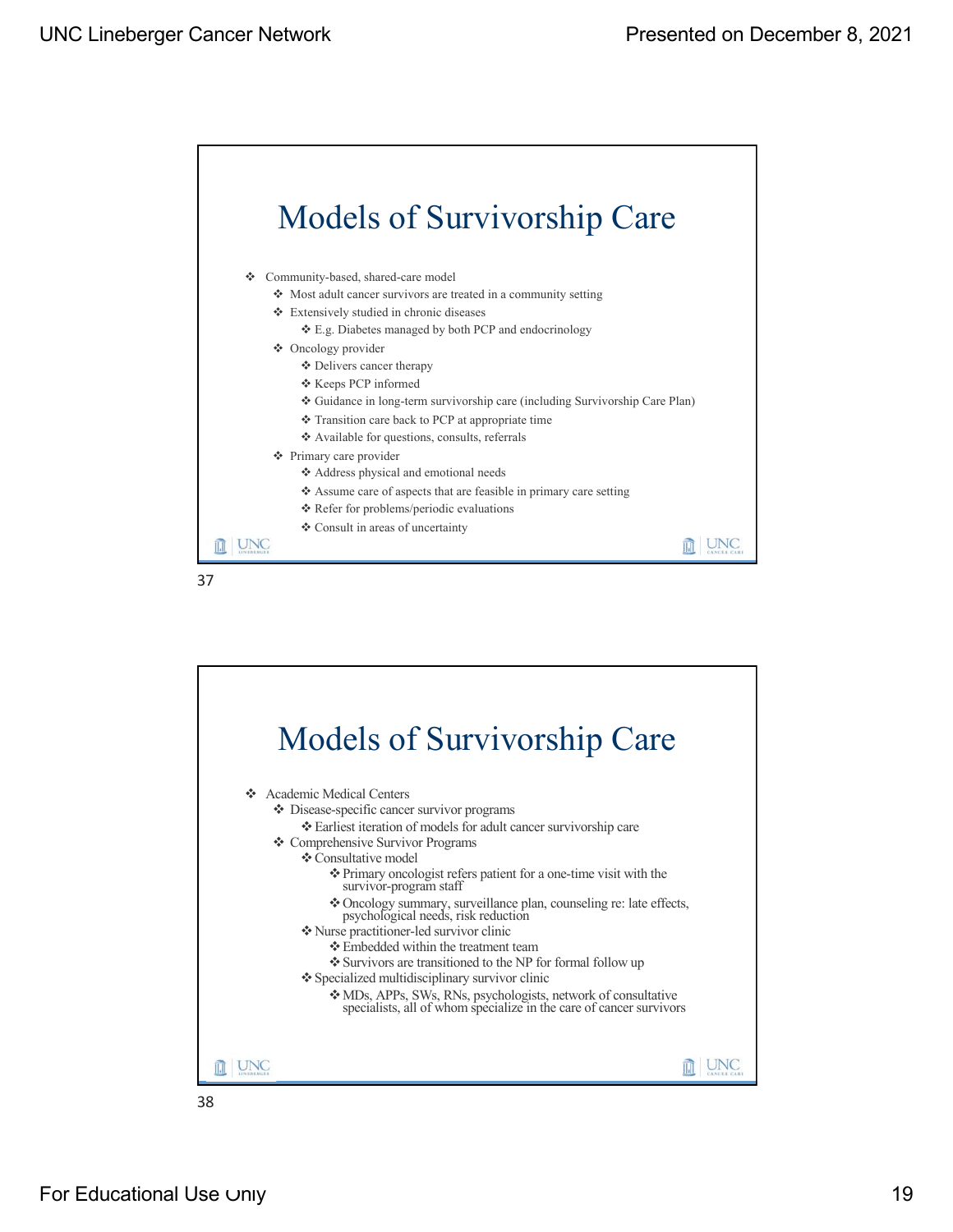## Models of Survivorship Care

- Community-based, shared-care model
  - Most adult cancer survivors are treated in a community setting
  - Extensively studied in chronic diseases
    - E.g. Diabetes managed by both PCP and endocrinology
  - Oncology provider
    - Delivers cancer therapy
    - Keeps PCP informed
    - Guidance in long-term survivorship care (including Survivorship Care Plan)
    - Transition care back to PCP at appropriate time
    - Available for questions, consults, referrals
  - Primary care provider
    - Address physical and emotional needs
    - Assume care of aspects that are feasible in primary care setting
    - Refer for problems/periodic evaluations
    - Consult in areas of uncertainty

## Models of Survivorship Care

- Academic Medical Centers
  - Disease-specific cancer survivor programs
    - Earliest iteration of models for adult cancer survivorship care
  - Comprehensive Survivor Programs
    - Consultative model
      - Primary oncologist refers patient for a one-time visit with the survivor-program staff
      - Oncology summary, surveillance plan, counseling re: late effects, psychological needs, risk reduction
    - Nurse practitioner-led survivor clinic
      - Embedded within the treatment team
      - Survivors are transitioned to the NP for formal follow up
    - Specialized multidisciplinary survivor clinic
      - MDs, APPs, SWs, RNs, psychologists, network of consultative specialists, all of whom specialize in the care of cancer survivors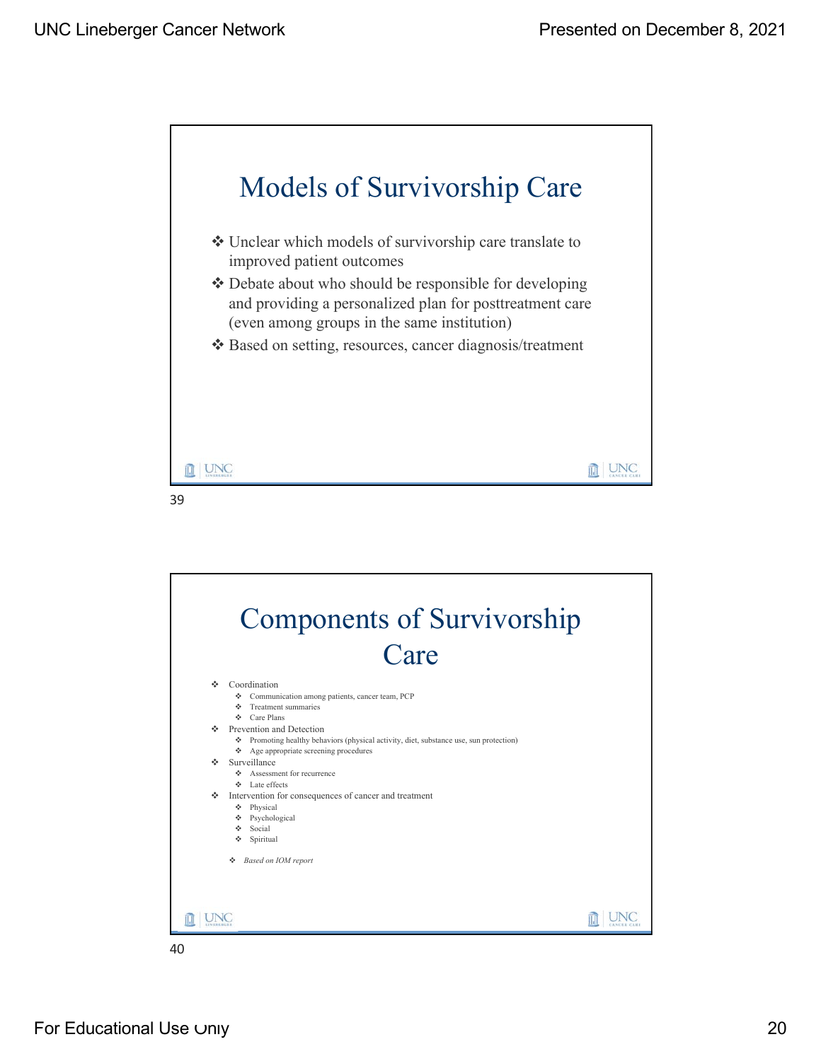## Models of Survivorship Care

- Unclear which models of survivorship care translate to improved patient outcomes
- Debate about who should be responsible for developing and providing a personalized plan for posttreatment care (even among groups in the same institution)
- Based on setting, resources, cancer diagnosis/treatment

39

## Components of Survivorship Care

- Coordination
  - Communication among patients, cancer team, PCP
  - Treatment summaries
  - Care Plans
- Prevention and Detection
  - Promoting healthy behaviors (physical activity, diet, substance use, sun protection)
  - Age appropriate screening procedures
- Surveillance
  - Assessment for recurrence
  - Late effects
- Intervention for consequences of cancer and treatment
  - Physical
  - Psychological
  - Social
  - Spiritual

  - *Based on IOM report*

40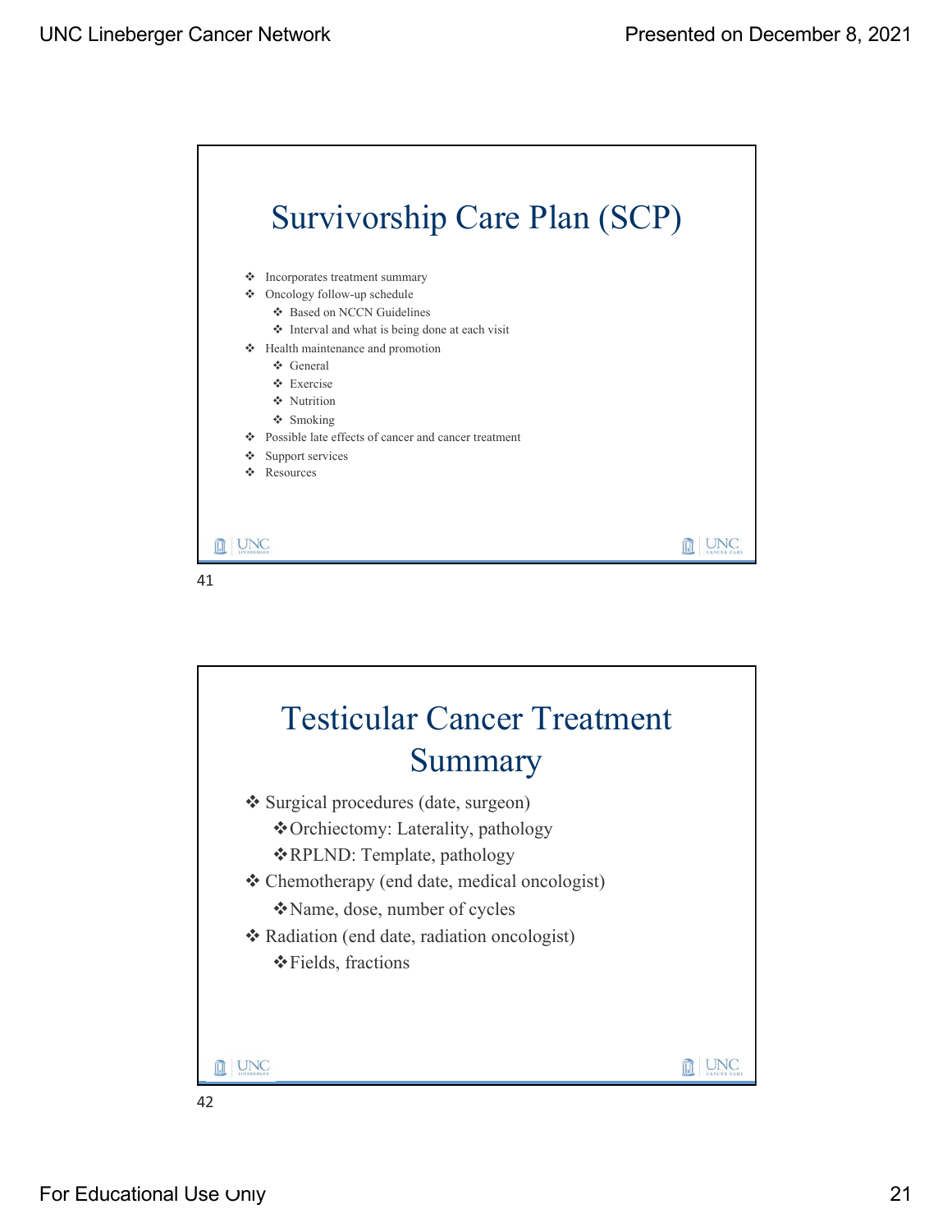# Survivorship Care Plan (SCP)

- Incorporates treatment summary
- Oncology follow-up schedule
  - Based on NCCN Guidelines
  - Interval and what is being done at each visit
- Health maintenance and promotion
  - General
  - Exercise
  - Nutrition
  - Smoking
- Possible late effects of cancer and cancer treatment
- Support services
- Resources

# Testicular Cancer Treatment Summary

- Surgical procedures (date, surgeon)
  - Orchiectomy: Laterality, pathology
  - RPLND: Template, pathology
- Chemotherapy (end date, medical oncologist)
  - Name, dose, number of cycles
- Radiation (end date, radiation oncologist)
  - Fields, fractions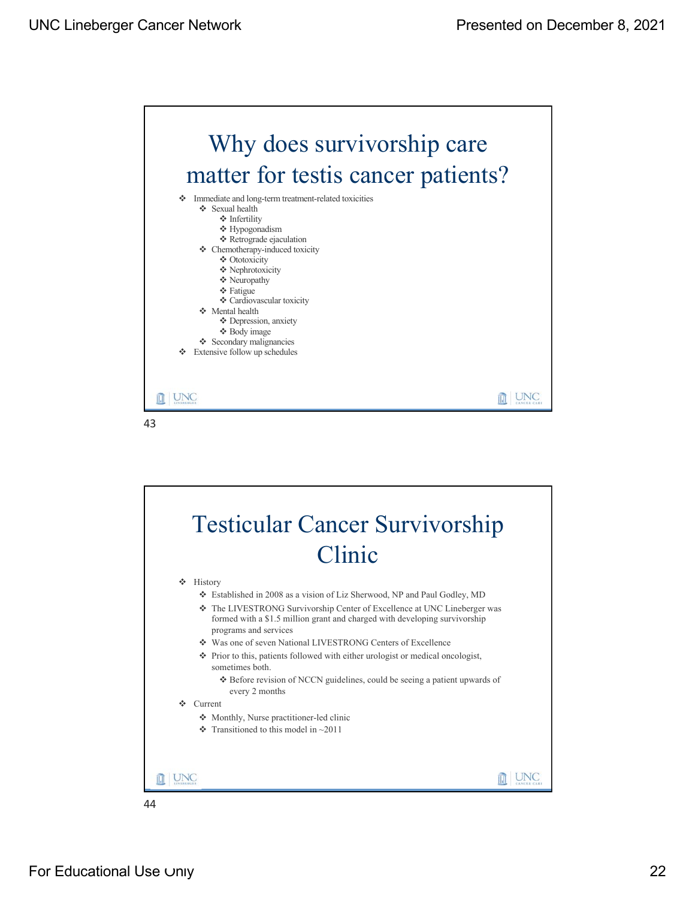# Why does survivorship care matter for testis cancer patients?

- Immediate and long-term treatment-related toxicities
  - Sexual health
    - Infertility
    - Hypogonadism
    - Retrograde ejaculation
  - Chemotherapy-induced toxicity
    - Ototoxicity
    - Nephrotoxicity
    - Neuropathy
    - Fatigue
    - Cardiovascular toxicity
  - Mental health
    - Depression, anxiety
    - Body image
  - Secondary malignancies
- Extensive follow up schedules

# Testicular Cancer Survivorship Clinic

- History
  - Established in 2008 as a vision of Liz Sherwood, NP and Paul Godley, MD
  - The LIVESTRONG Survivorship Center of Excellence at UNC Lineberger was formed with a $1.5 million grant and charged with developing survivorship programs and services
  - Was one of seven National LIVESTRONG Centers of Excellence
  - Prior to this, patients followed with either urologist or medical oncologist, sometimes both.
    - Before revision of NCCN guidelines, could be seeing a patient upwards of every 2 months
- Current
  - Monthly, Nurse practitioner-led clinic
  - Transitioned to this model in ~2011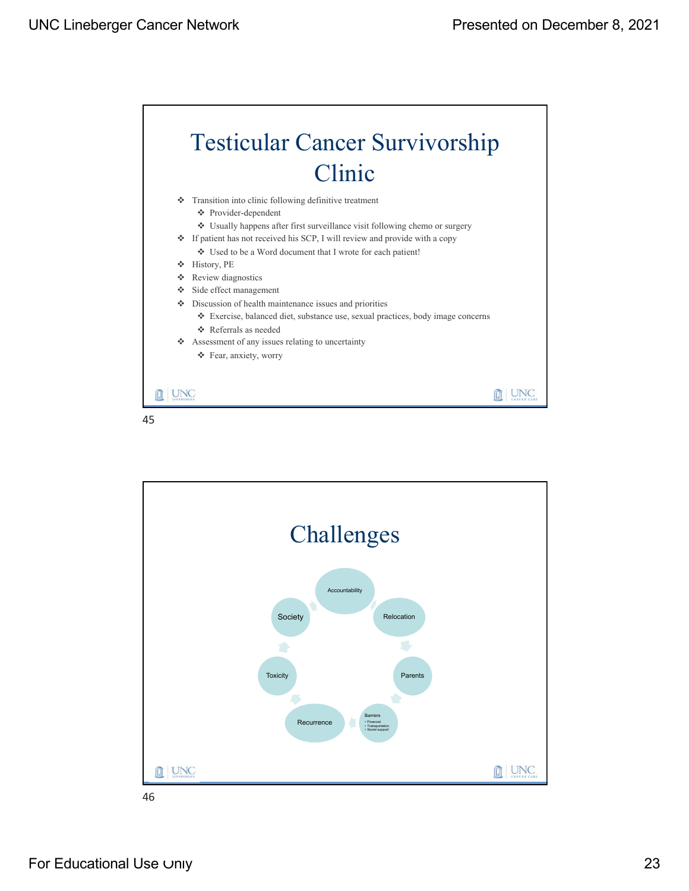# Testicular Cancer Survivorship Clinic

- Transition into clinic following definitive treatment
  - Provider-dependent
  - Usually happens after first surveillance visit following chemo or surgery
- If patient has not received his SCP, I will review and provide with a copy
  - Used to be a Word document that I wrote for each patient!
- History, PE
- Review diagnostics
- Side effect management
- Discussion of health maintenance issues and priorities
  - Exercise, balanced diet, substance use, sexual practices, body image concerns
  - Referrals as needed
- Assessment of any issues relating to uncertainty
  - Fear, anxiety, worry

# Challenges

- Accountability
- Relocation
- Parents
- Barriers
  - Financial
  - Transportation
  - Social support
- Recurrence
- Toxicity
- Society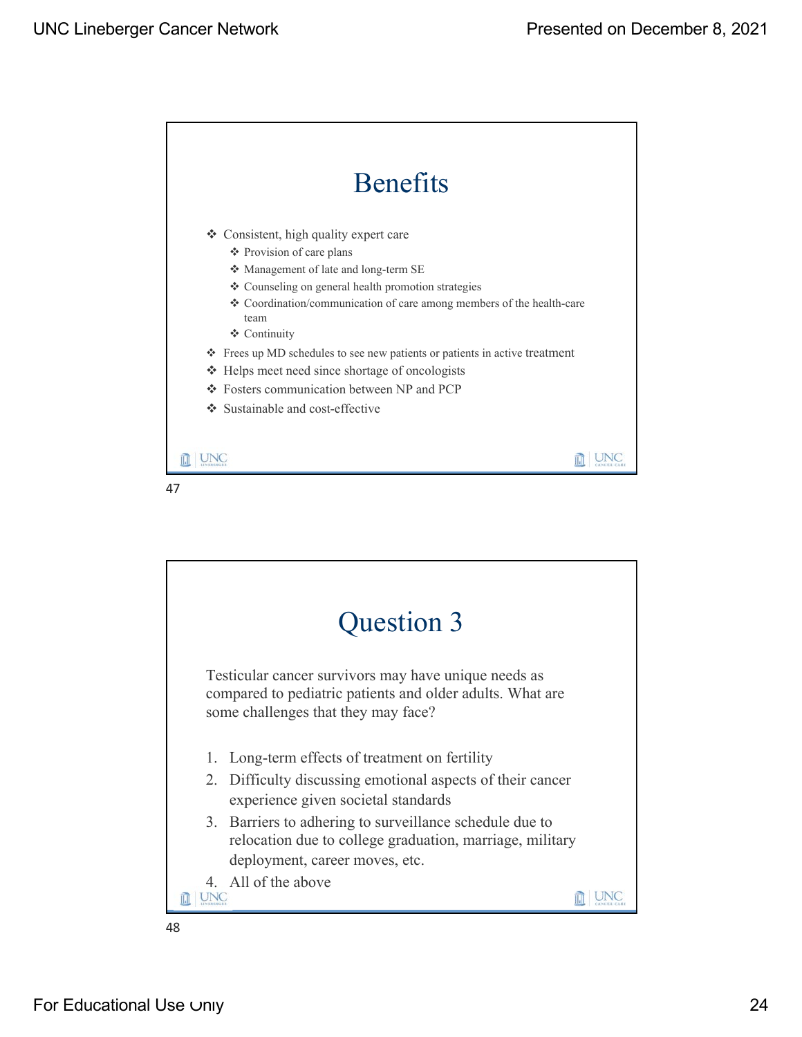## Benefits

- Consistent, high quality expert care
  - Provision of care plans
  - Management of late and long-term SE
  - Counseling on general health promotion strategies
  - Coordination/communication of care among members of the health-care team
  - Continuity
- Frees up MD schedules to see new patients or patients in active treatment
- Helps meet need since shortage of oncologists
- Fosters communication between NP and PCP
- Sustainable and cost-effective

## Question 3

Testicular cancer survivors may have unique needs as compared to pediatric patients and older adults. What are some challenges that they may face?

1. Long-term effects of treatment on fertility
2. Difficulty discussing emotional aspects of their cancer experience given societal standards
3. Barriers to adhering to surveillance schedule due to relocation due to college graduation, marriage, military deployment, career moves, etc.
4. All of the above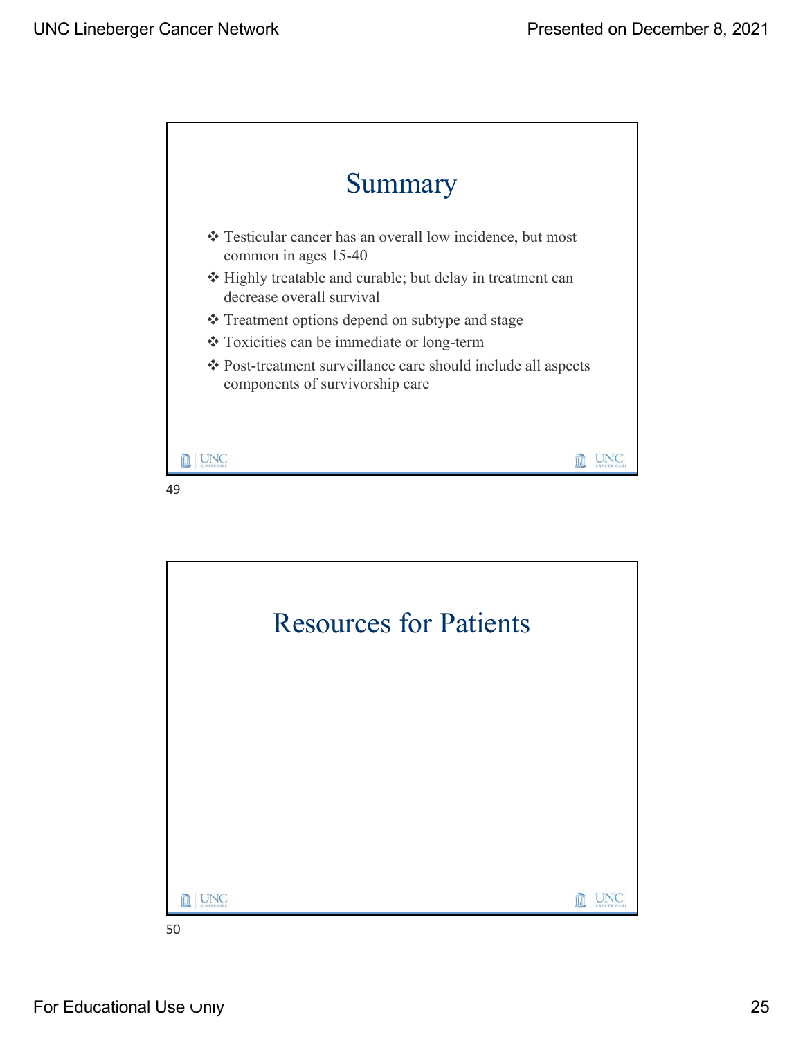## Summary

- Testicular cancer has an overall low incidence, but most common in ages 15-40
- Highly treatable and curable; but delay in treatment can decrease overall survival
- Treatment options depend on subtype and stage
- Toxicities can be immediate or long-term
- Post-treatment surveillance care should include all aspects components of survivorship care

## Resources for Patients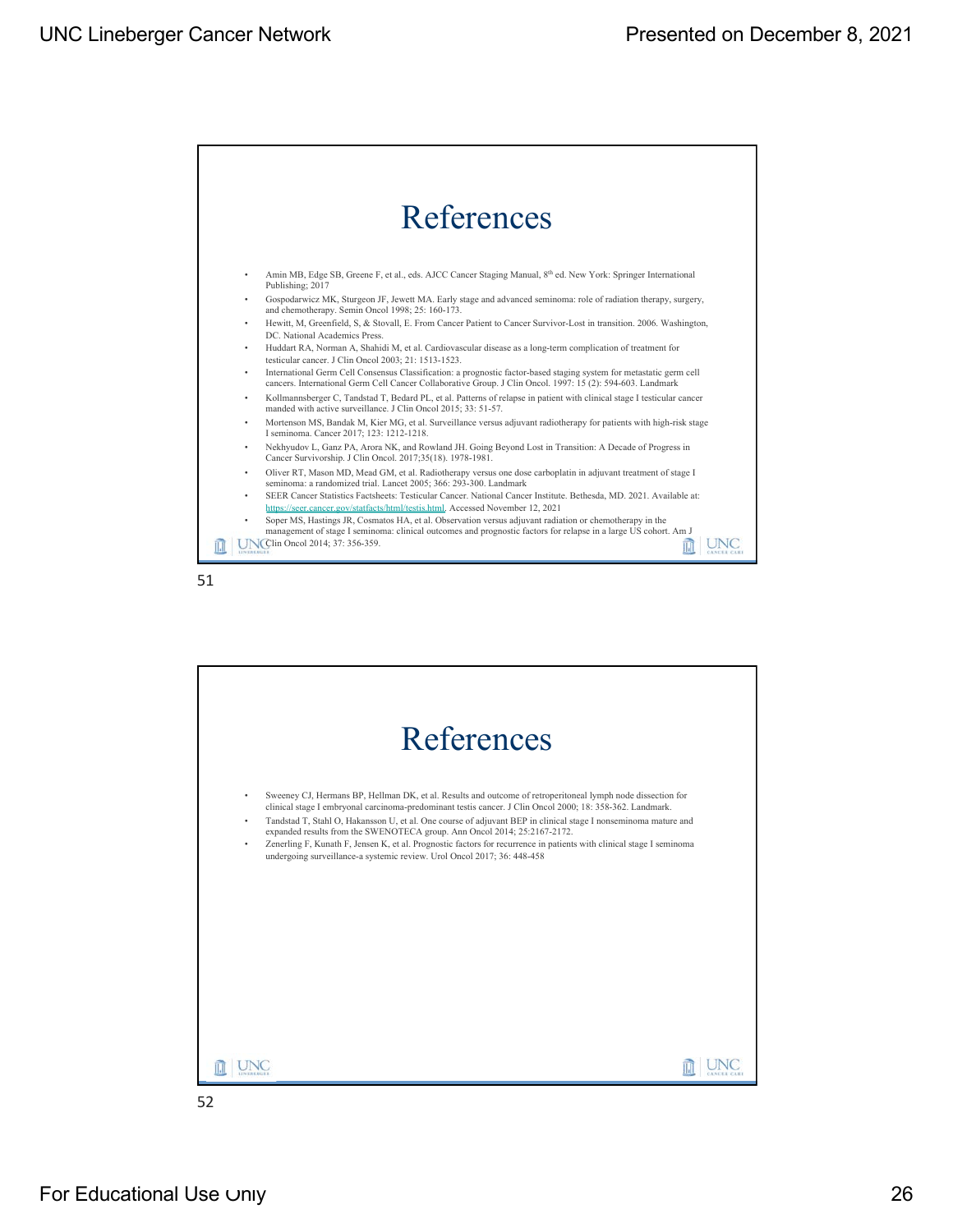# References

- Amin MB, Edge SB, Greene F, et al., eds. AJCC Cancer Staging Manual, 8th ed. New York: Springer International Publishing; 2017
- Gospodarwicz MK, Sturgeon JF, Jewett MA. Early stage and advanced seminoma: role of radiation therapy, surgery, and chemotherapy. Semin Oncol 1998; 25: 160-173.
- Hewitt, M, Greenfield, S, & Stovall, E. From Cancer Patient to Cancer Survivor-Lost in transition. 2006. Washington, DC. National Academics Press.
- Huddart RA, Norman A, Shahidi M, et al. Cardiovascular disease as a long-term complication of treatment for testicular cancer. J Clin Oncol 2003; 21: 1513-1523.
- International Germ Cell Consensus Classification: a prognostic factor-based staging system for metastatic germ cell cancers. International Germ Cell Cancer Collaborative Group. J Clin Oncol. 1997: 15 (2): 594-603. Landmark
- Kollmannsberger C, Tandstad T, Bedard PL, et al. Patterns of relapse in patient with clinical stage I testicular cancer manded with active surveillance. J Clin Oncol 2015; 33: 51-57.
- Mortenson MS, Bandak M, Kier MG, et al. Surveillance versus adjuvant radiotherapy for patients with high-risk stage I seminoma. Cancer 2017; 123: 1212-1218.
- Nekhyudov L, Ganz PA, Arora NK, and Rowland JH. Going Beyond Lost in Transition: A Decade of Progress in Cancer Survivorship. J Clin Oncol. 2017;35(18). 1978-1981.
- Oliver RT, Mason MD, Mead GM, et al. Radiotherapy versus one dose carboplatin in adjuvant treatment of stage I seminoma: a randomized trial. Lancet 2005; 366: 293-300. Landmark
- SEER Cancer Statistics Factsheets: Testicular Cancer. National Cancer Institute. Bethesda, MD. 2021. Available at: https://seer.cancer.gov/statfacts/html/testis.html. Accessed November 12, 2021
- Soper MS, Hastings JR, Cosmatos HA, et al. Observation versus adjuvant radiation or chemotherapy in the management of stage I seminoma: clinical outcomes and prognostic factors for relapse in a large US cohort. Am J Clin Oncol 2014; 37: 356-359.

# References

- Sweeney CJ, Hermans BP, Hellman DK, et al. Results and outcome of retroperitoneal lymph node dissection for clinical stage I embryonal carcinoma-predominant testis cancer. J Clin Oncol 2000; 18: 358-362. Landmark.
- Tandstad T, Stahl O, Hakansson U, et al. One course of adjuvant BEP in clinical stage I nonseminoma mature and expanded results from the SWENOTECA group. Ann Oncol 2014; 25:2167-2172.
- Zenerling F, Kunath F, Jensen K, et al. Prognostic factors for recurrence in patients with clinical stage I seminoma undergoing surveillance-a systemic review. Urol Oncol 2017; 36: 448-458